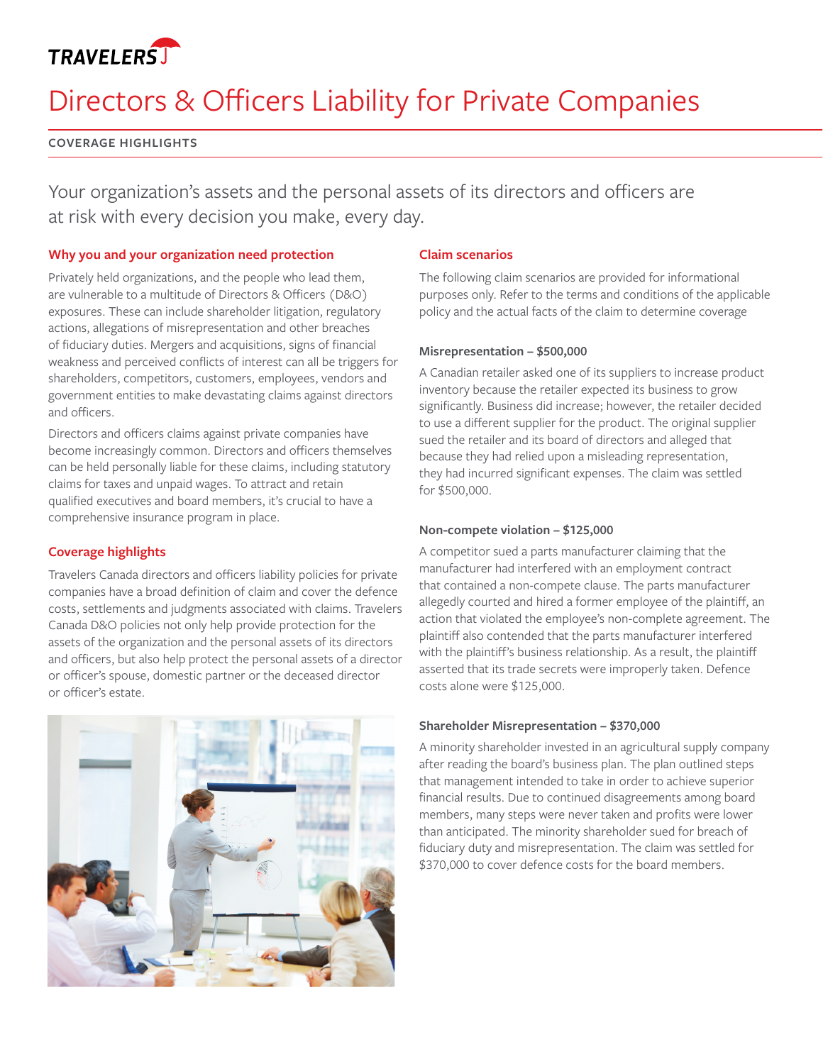TRAVELERS

# Directors & Officers Liability for Private Companies

COVERAGE HIGHLIGHTS

Your organization's assets and the personal assets of its directors and officers are at risk with every decision you make, every day.

## Why you and your organization need protection

Privately held organizations, and the people who lead them, are vulnerable to a multitude of Directors & Officers (D&O) exposures. These can include shareholder litigation, regulatory actions, allegations of misrepresentation and other breaches of fiduciary duties. Mergers and acquisitions, signs of financial weakness and perceived conflicts of interest can all be triggers for shareholders, competitors, customers, employees, vendors and government entities to make devastating claims against directors and officers.

Directors and officers claims against private companies have become increasingly common. Directors and officers themselves can be held personally liable for these claims, including statutory claims for taxes and unpaid wages. To attract and retain qualified executives and board members, it's crucial to have a comprehensive insurance program in place.

## Coverage highlights

Travelers Canada directors and officers liability policies for private companies have a broad definition of claim and cover the defence costs, settlements and judgments associated with claims. Travelers Canada D&O policies not only help provide protection for the assets of the organization and the personal assets of its directors and officers, but also help protect the personal assets of a director or officer's spouse, domestic partner or the deceased director or officer's estate.

## Claim scenarios

The following claim scenarios are provided for informational purposes only. Refer to the terms and conditions of the applicable policy and the actual facts of the claim to determine coverage

### Misrepresentation – $500,000

A Canadian retailer asked one of its suppliers to increase product inventory because the retailer expected its business to grow significantly. Business did increase; however, the retailer decided to use a different supplier for the product. The original supplier sued the retailer and its board of directors and alleged that because they had relied upon a misleading representation, they had incurred significant expenses. The claim was settled for $500,000.

### Non-compete violation – $125,000

A competitor sued a parts manufacturer claiming that the manufacturer had interfered with an employment contract that contained a non-compete clause. The parts manufacturer allegedly courted and hired a former employee of the plaintiff, an action that violated the employee's non-complete agreement. The plaintiff also contended that the parts manufacturer interfered with the plaintiff's business relationship. As a result, the plaintiff asserted that its trade secrets were improperly taken. Defence costs alone were $125,000.

### Shareholder Misrepresentation – $370,000

A minority shareholder invested in an agricultural supply company after reading the board's business plan. The plan outlined steps that management intended to take in order to achieve superior financial results. Due to continued disagreements among board members, many steps were never taken and profits were lower than anticipated. The minority shareholder sued for breach of fiduciary duty and misrepresentation. The claim was settled for $370,000 to cover defence costs for the board members.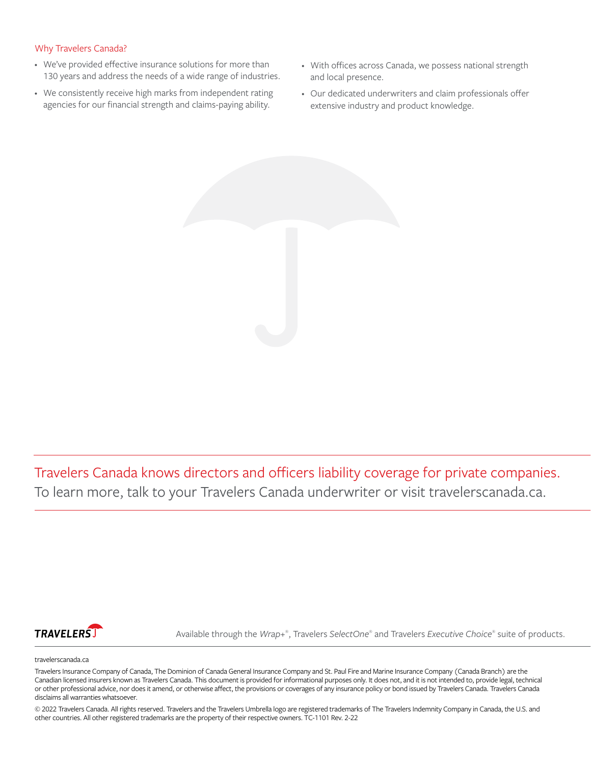## Why Travelers Canada?

- We've provided effective insurance solutions for more than 130 years and address the needs of a wide range of industries.
- We consistently receive high marks from independent rating agencies for our financial strength and claims-paying ability.
- With offices across Canada, we possess national strength and local presence.
- Our dedicated underwriters and claim professionals offer extensive industry and product knowledge.

Travelers Canada knows directors and officers liability coverage for private companies.
To learn more, talk to your Travelers Canada underwriter or visit travelerscanada.ca.

TRAVELERS

Available through the *Wrap+*®, Travelers *SelectOne*® and Travelers *Executive Choice*® suite of products.

travelerscanada.ca

Travelers Insurance Company of Canada, The Dominion of Canada General Insurance Company and St. Paul Fire and Marine Insurance Company (Canada Branch) are the Canadian licensed insurers known as Travelers Canada. This document is provided for informational purposes only. It does not, and it is not intended to, provide legal, technical or other professional advice, nor does it amend, or otherwise affect, the provisions or coverages of any insurance policy or bond issued by Travelers Canada. Travelers Canada disclaims all warranties whatsoever.

© 2022 Travelers Canada. All rights reserved. Travelers and the Travelers Umbrella logo are registered trademarks of The Travelers Indemnity Company in Canada, the U.S. and other countries. All other registered trademarks are the property of their respective owners. TC-1101 Rev. 2-22